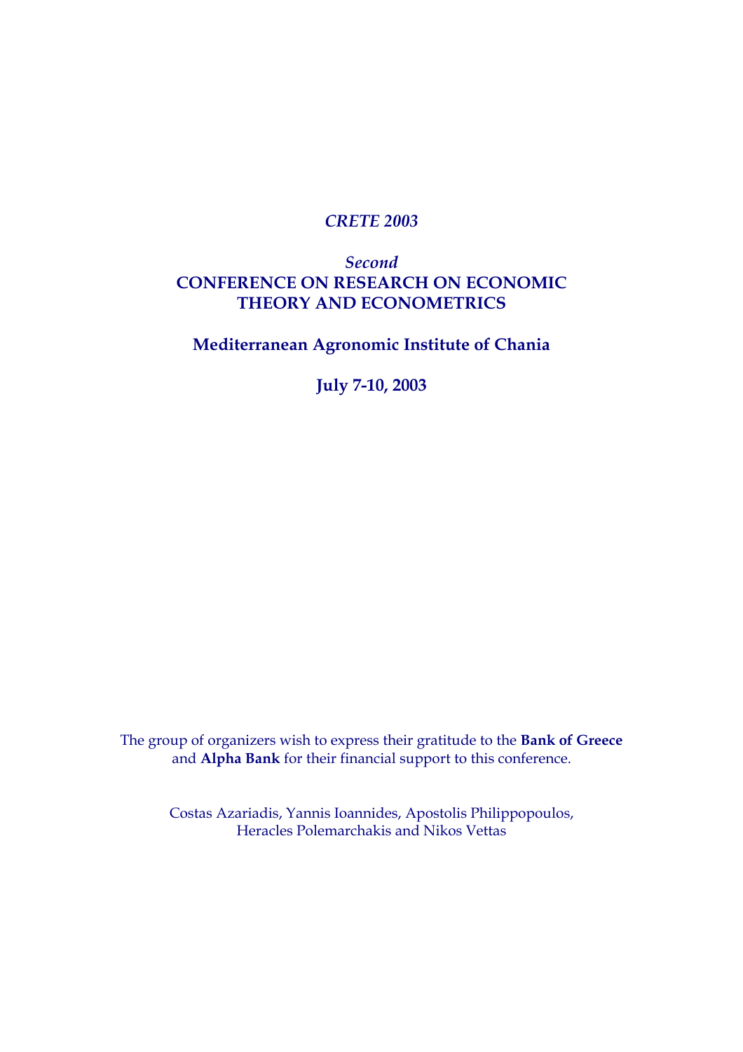*CRETE 2003*

*Second*

# CONFERENCE ON RESEARCH ON ECONOMIC THEORY AND ECONOMETRICS

## Mediterranean Agronomic Institute of Chania

## July 7-10, 2003

The group of organizers wish to express their gratitude to the **Bank of Greece** and **Alpha Bank** for their financial support to this conference.

Costas Azariadis, Yannis Ioannides, Apostolis Philippopoulos, Heracles Polemarchakis and Nikos Vettas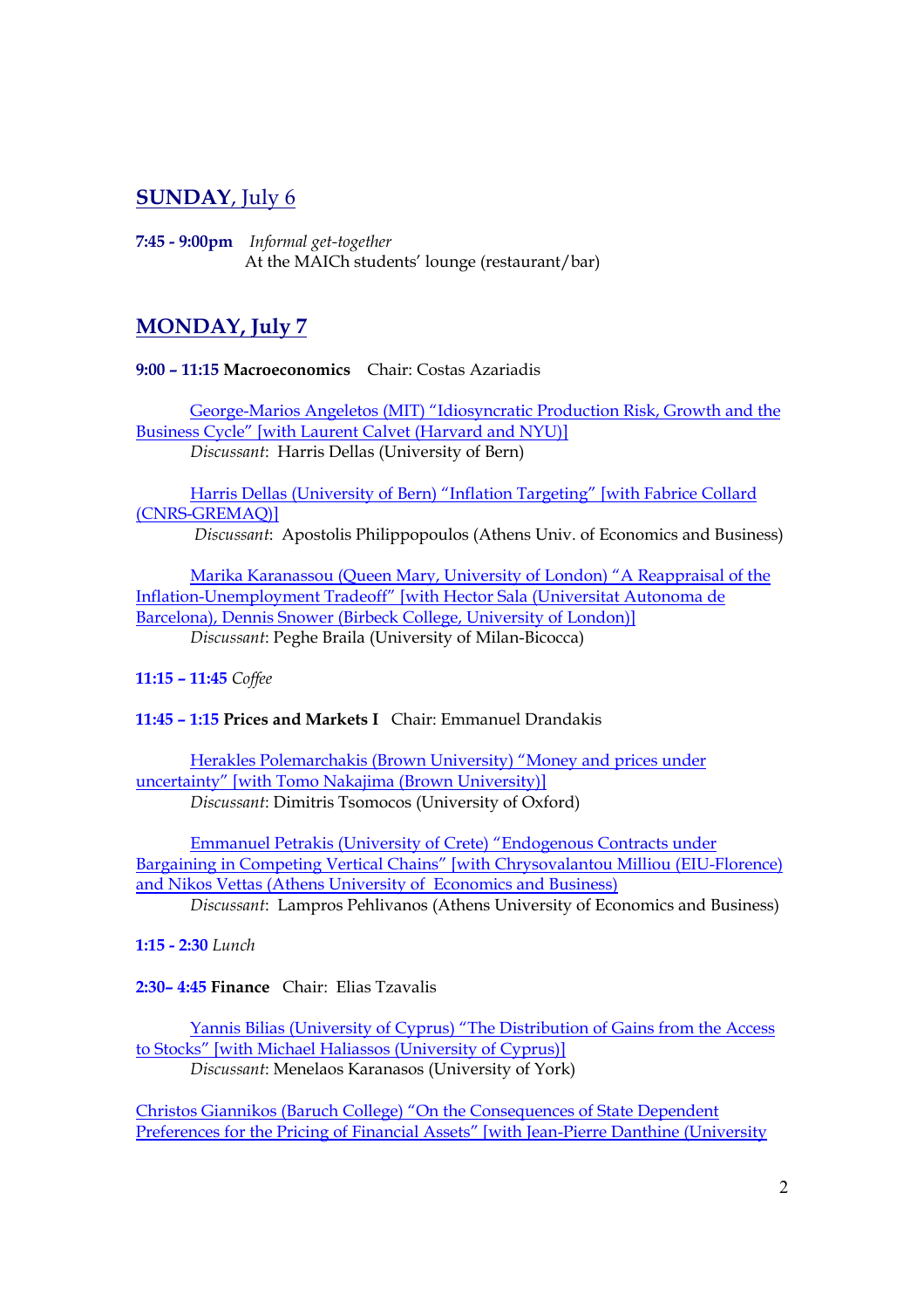## SUNDAY, July 6

**7:45 - 9:00pm** *Informal get-together*
At the MAICh students' lounge (restaurant/bar)

## MONDAY, July 7

**9:00 – 11:15 Macroeconomics** Chair: Costas Azariadis

George-Marios Angeletos (MIT) "Idiosyncratic Production Risk, Growth and the Business Cycle" [with Laurent Calvet (Harvard and NYU)]
*Discussant*: Harris Dellas (University of Bern)

Harris Dellas (University of Bern) "Inflation Targeting" [with Fabrice Collard (CNRS-GREMAQ)]
*Discussant*: Apostolis Philippopoulos (Athens Univ. of Economics and Business)

Marika Karanassou (Queen Mary, University of London) "A Reappraisal of the Inflation-Unemployment Tradeoff" [with Hector Sala (Universitat Autonoma de Barcelona), Dennis Snower (Birbeck College, University of London)]
*Discussant*: Peghe Braila (University of Milan-Bicocca)

**11:15 – 11:45** *Coffee*

**11:45 – 1:15 Prices and Markets I** Chair: Emmanuel Drandakis

Herakles Polemarchakis (Brown University) "Money and prices under uncertainty" [with Tomo Nakajima (Brown University)]
*Discussant*: Dimitris Tsomocos (University of Oxford)

Emmanuel Petrakis (University of Crete) "Endogenous Contracts under Bargaining in Competing Vertical Chains" [with Chrysovalantou Milliou (EIU-Florence) and Nikos Vettas (Athens University of Economics and Business)
*Discussant*: Lampros Pehlivanos (Athens University of Economics and Business)

**1:15 - 2:30** *Lunch*

**2:30– 4:45 Finance** Chair: Elias Tzavalis

Yannis Bilias (University of Cyprus) "The Distribution of Gains from the Access to Stocks" [with Michael Haliassos (University of Cyprus)]
*Discussant*: Menelaos Karanasos (University of York)

Christos Giannikos (Baruch College) "On the Consequences of State Dependent Preferences for the Pricing of Financial Assets" [with Jean-Pierre Danthine (University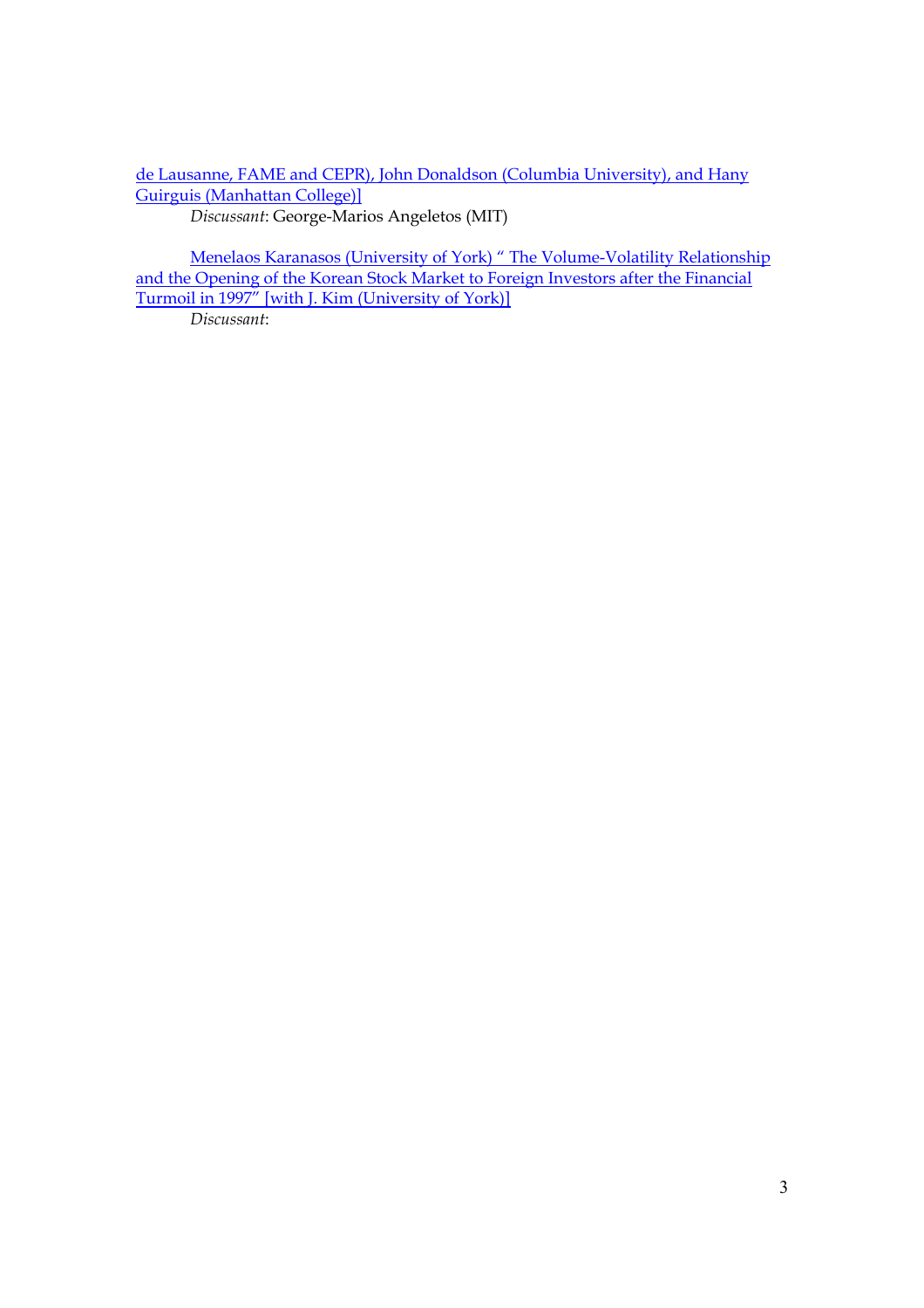de Lausanne, FAME and CEPR), John Donaldson (Columbia University), and Hany Guirguis (Manhattan College)]

*Discussant*: George-Marios Angeletos (MIT)

Menelaos Karanasos (University of York) " The Volume-Volatility Relationship and the Opening of the Korean Stock Market to Foreign Investors after the Financial Turmoil in 1997" [with J. Kim (University of York)]

*Discussant*: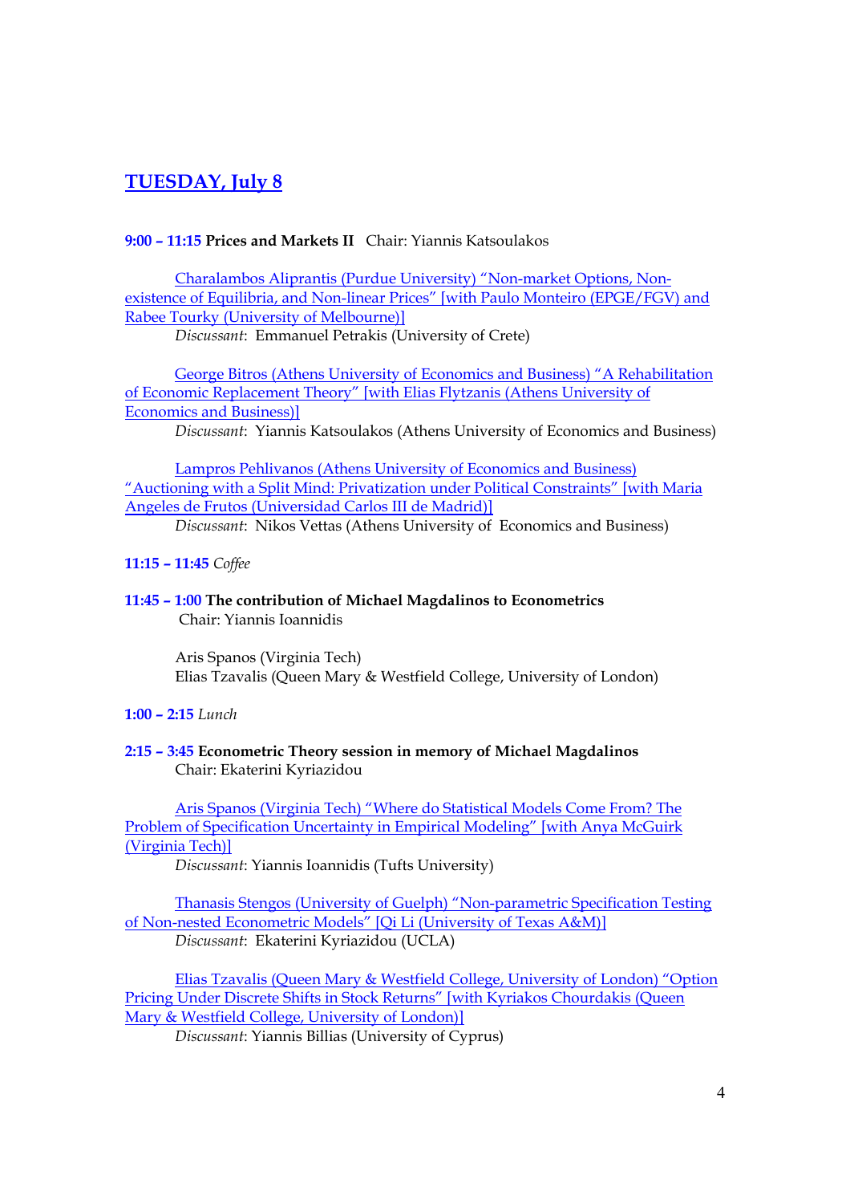## TUESDAY, July 8

**9:00 – 11:15 Prices and Markets II** Chair: Yiannis Katsoulakos

Charalambos Aliprantis (Purdue University) "Non-market Options, Non-existence of Equilibria, and Non-linear Prices" [with Paulo Monteiro (EPGE/FGV) and Rabee Tourky (University of Melbourne)]
*Discussant*: Emmanuel Petrakis (University of Crete)

George Bitros (Athens University of Economics and Business) "A Rehabilitation of Economic Replacement Theory" [with Elias Flytzanis (Athens University of Economics and Business)]
*Discussant*: Yiannis Katsoulakos (Athens University of Economics and Business)

Lampros Pehlivanos (Athens University of Economics and Business) "Auctioning with a Split Mind: Privatization under Political Constraints" [with Maria Angeles de Frutos (Universidad Carlos III de Madrid)]
*Discussant*: Nikos Vettas (Athens University of Economics and Business)

**11:15 – 11:45** *Coffee*

**11:45 – 1:00 The contribution of Michael Magdalinos to Econometrics**
Chair: Yiannis Ioannidis

Aris Spanos (Virginia Tech)
Elias Tzavalis (Queen Mary & Westfield College, University of London)

**1:00 – 2:15** *Lunch*

**2:15 – 3:45 Econometric Theory session in memory of Michael Magdalinos**
Chair: Ekaterini Kyriazidou

Aris Spanos (Virginia Tech) "Where do Statistical Models Come From? The Problem of Specification Uncertainty in Empirical Modeling" [with Anya McGuirk (Virginia Tech)]
*Discussant*: Yiannis Ioannidis (Tufts University)

Thanasis Stengos (University of Guelph) "Non-parametric Specification Testing of Non-nested Econometric Models" [Qi Li (University of Texas A&M)]
*Discussant*: Ekaterini Kyriazidou (UCLA)

Elias Tzavalis (Queen Mary & Westfield College, University of London) "Option Pricing Under Discrete Shifts in Stock Returns" [with Kyriakos Chourdakis (Queen Mary & Westfield College, University of London)]
*Discussant*: Yiannis Billias (University of Cyprus)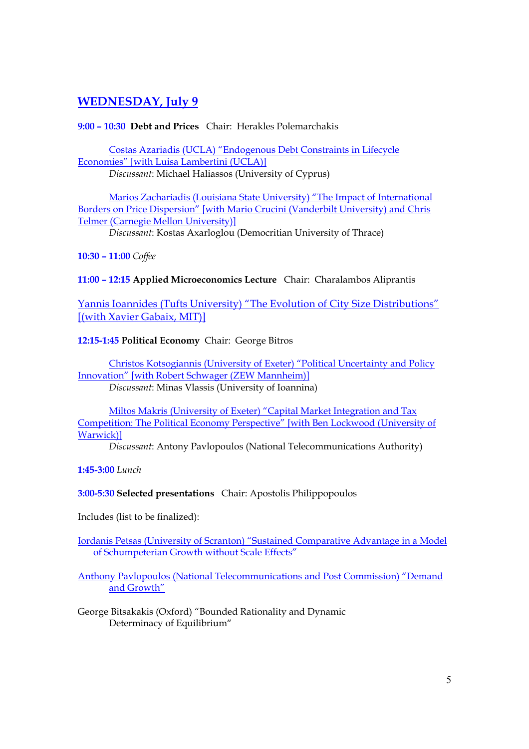## WEDNESDAY, July 9

**9:00 – 10:30 Debt and Prices** Chair: Herakles Polemarchakis

Costas Azariadis (UCLA) "Endogenous Debt Constraints in Lifecycle Economies" [with Luisa Lambertini (UCLA)]
*Discussant*: Michael Haliassos (University of Cyprus)

Marios Zachariadis (Louisiana State University) "The Impact of International Borders on Price Dispersion" [with Mario Crucini (Vanderbilt University) and Chris Telmer (Carnegie Mellon University)]
*Discussant*: Kostas Axarloglou (Democritian University of Thrace)

**10:30 – 11:00** *Coffee*

**11:00 – 12:15 Applied Microeconomics Lecture** Chair: Charalambos Aliprantis

Yannis Ioannides (Tufts University) "The Evolution of City Size Distributions" [(with Xavier Gabaix, MIT)]

**12:15-1:45 Political Economy** Chair: George Bitros

Christos Kotsogiannis (University of Exeter) "Political Uncertainty and Policy Innovation" [with Robert Schwager (ZEW Mannheim)]
*Discussant*: Minas Vlassis (University of Ioannina)

Miltos Makris (University of Exeter) "Capital Market Integration and Tax Competition: The Political Economy Perspective" [with Ben Lockwood (University of Warwick)]
*Discussant*: Antony Pavlopoulos (National Telecommunications Authority)

**1:45-3:00** *Lunch*

**3:00-5:30 Selected presentations** Chair: Apostolis Philippopoulos

Includes (list to be finalized):

Iordanis Petsas (University of Scranton) "Sustained Comparative Advantage in a Model of Schumpeterian Growth without Scale Effects"

Anthony Pavlopoulos (National Telecommunications and Post Commission) "Demand and Growth"

George Bitsakakis (Oxford) "Bounded Rationality and Dynamic Determinacy of Equilibrium"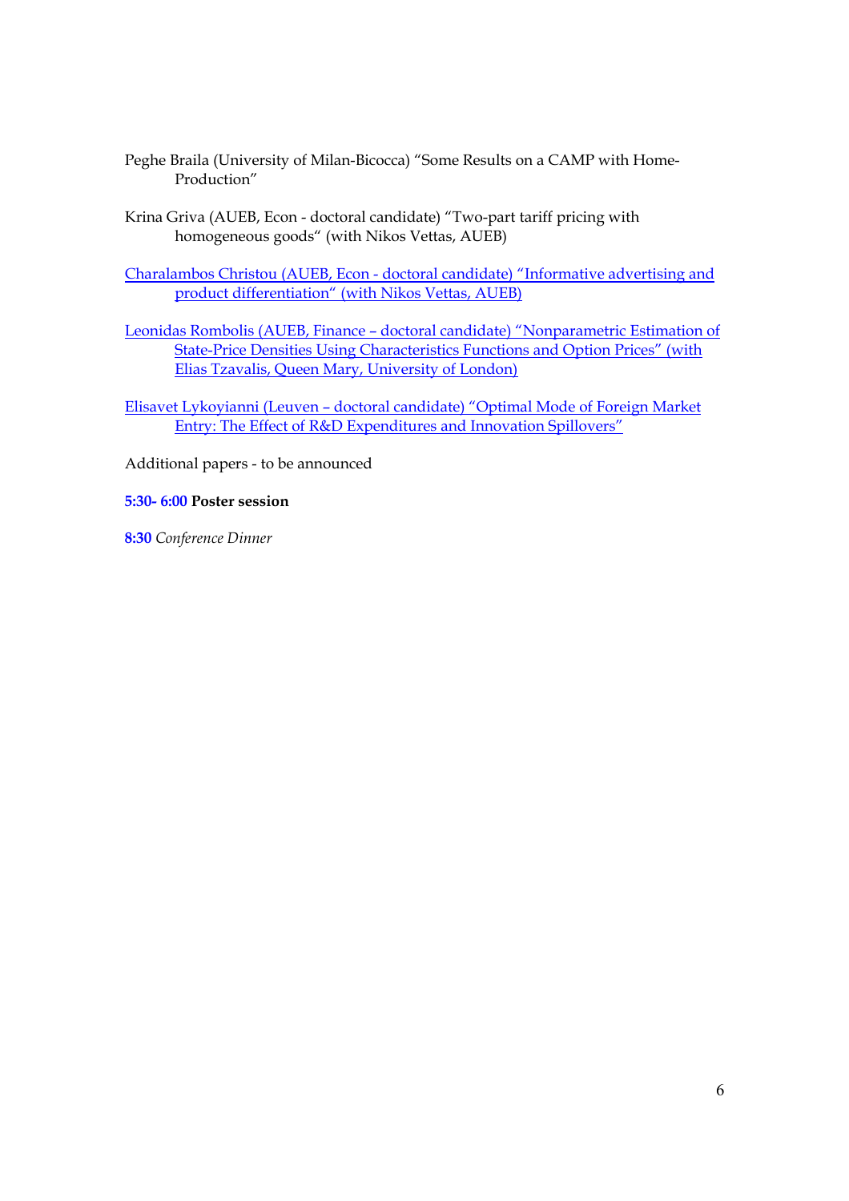Peghe Braila (University of Milan-Bicocca) "Some Results on a CAMP with Home-Production"

Krina Griva (AUEB, Econ - doctoral candidate) "Two-part tariff pricing with homogeneous goods" (with Nikos Vettas, AUEB)

Charalambos Christou (AUEB, Econ - doctoral candidate) "Informative advertising and product differentiation" (with Nikos Vettas, AUEB)

Leonidas Rombolis (AUEB, Finance – doctoral candidate) "Nonparametric Estimation of State-Price Densities Using Characteristics Functions and Option Prices" (with Elias Tzavalis, Queen Mary, University of London)

Elisavet Lykoyianni (Leuven – doctoral candidate) "Optimal Mode of Foreign Market Entry: The Effect of R&D Expenditures and Innovation Spillovers"

Additional papers - to be announced

**5:30- 6:00 Poster session**

**8:30** *Conference Dinner*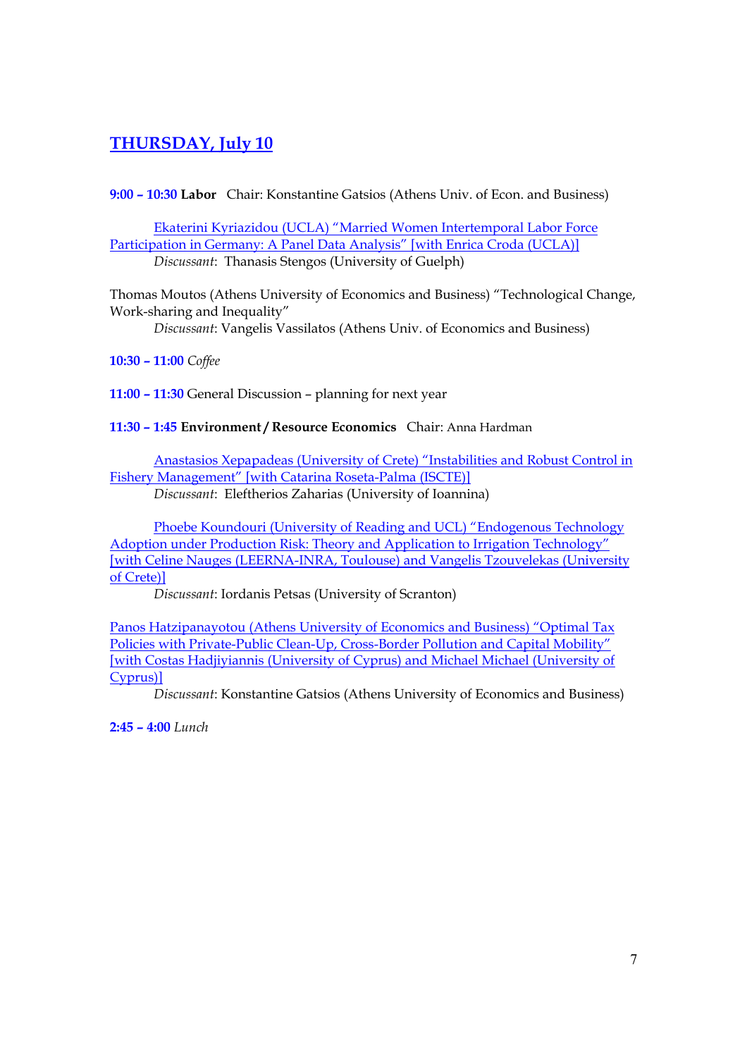## THURSDAY, July 10

**9:00 – 10:30 Labor** Chair: Konstantine Gatsios (Athens Univ. of Econ. and Business)

Ekaterini Kyriazidou (UCLA) "Married Women Intertemporal Labor Force Participation in Germany: A Panel Data Analysis" [with Enrica Croda (UCLA)]
*Discussant*: Thanasis Stengos (University of Guelph)

Thomas Moutos (Athens University of Economics and Business) "Technological Change, Work-sharing and Inequality"
*Discussant*: Vangelis Vassilatos (Athens Univ. of Economics and Business)

**10:30 – 11:00** *Coffee*

**11:00 – 11:30** General Discussion – planning for next year

**11:30 – 1:45 Environment / Resource Economics** Chair: Anna Hardman

Anastasios Xepapadeas (University of Crete) "Instabilities and Robust Control in Fishery Management" [with Catarina Roseta-Palma (ISCTE)]
*Discussant*: Eleftherios Zaharias (University of Ioannina)

Phoebe Koundouri (University of Reading and UCL) "Endogenous Technology Adoption under Production Risk: Theory and Application to Irrigation Technology" [with Celine Nauges (LEERNA-INRA, Toulouse) and Vangelis Tzouvelekas (University of Crete)]
*Discussant*: Iordanis Petsas (University of Scranton)

Panos Hatzipanayotou (Athens University of Economics and Business) "Optimal Tax Policies with Private-Public Clean-Up, Cross-Border Pollution and Capital Mobility" [with Costas Hadjiyiannis (University of Cyprus) and Michael Michael (University of Cyprus)]
*Discussant*: Konstantine Gatsios (Athens University of Economics and Business)

**2:45 – 4:00** *Lunch*